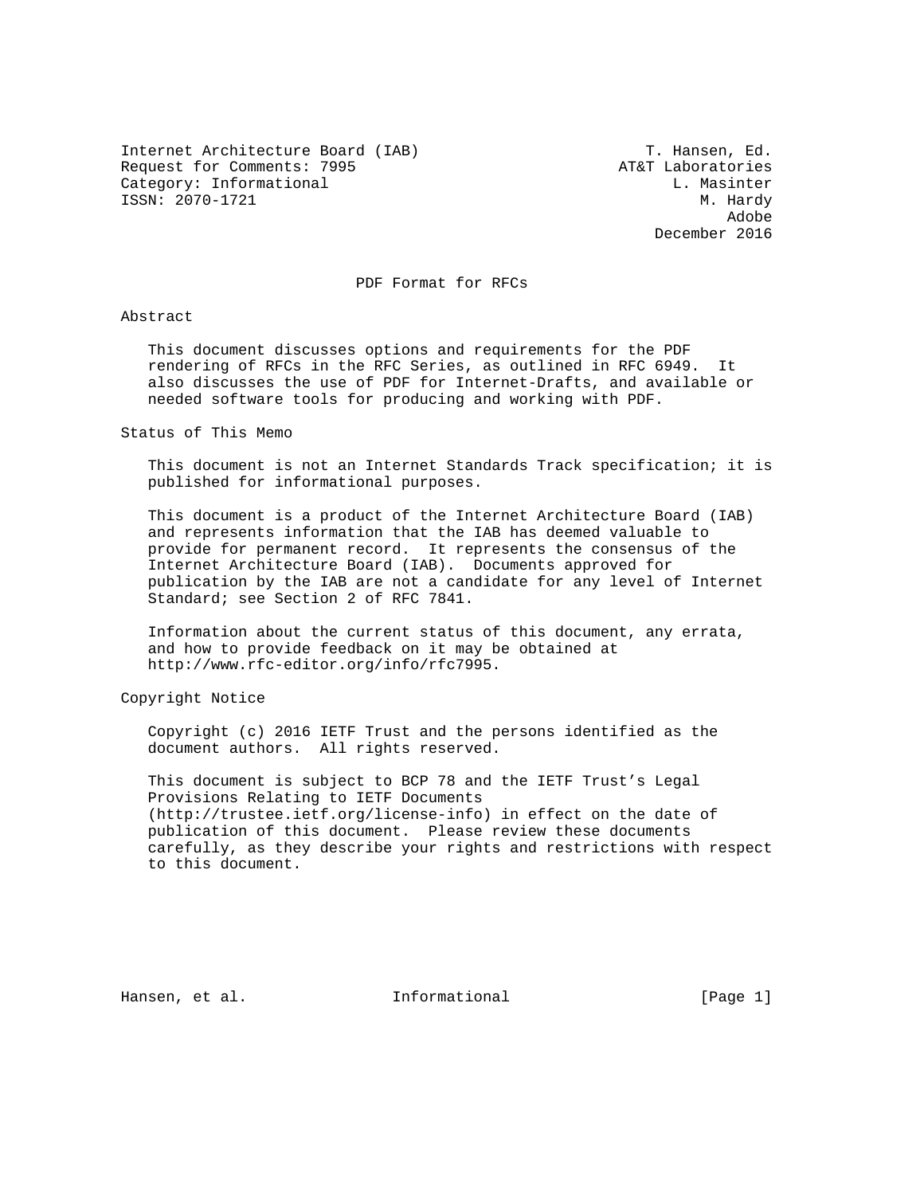Internet Architecture Board (IAB) T. Hansen, Ed.
Request for Comments: 7995 AT&T Laboratories
Category: Informational L. Masinter
ISSN: 2070-1721 M. Hardy
Adobe
December 2016

# PDF Format for RFCs

## Abstract

This document discusses options and requirements for the PDF rendering of RFCs in the RFC Series, as outlined in RFC 6949. It also discusses the use of PDF for Internet-Drafts, and available or needed software tools for producing and working with PDF.

## Status of This Memo

This document is not an Internet Standards Track specification; it is published for informational purposes.

This document is a product of the Internet Architecture Board (IAB) and represents information that the IAB has deemed valuable to provide for permanent record. It represents the consensus of the Internet Architecture Board (IAB). Documents approved for publication by the IAB are not a candidate for any level of Internet Standard; see Section 2 of RFC 7841.

Information about the current status of this document, any errata, and how to provide feedback on it may be obtained at http://www.rfc-editor.org/info/rfc7995.

## Copyright Notice

Copyright (c) 2016 IETF Trust and the persons identified as the document authors. All rights reserved.

This document is subject to BCP 78 and the IETF Trust's Legal Provisions Relating to IETF Documents (http://trustee.ietf.org/license-info) in effect on the date of publication of this document. Please review these documents carefully, as they describe your rights and restrictions with respect to this document.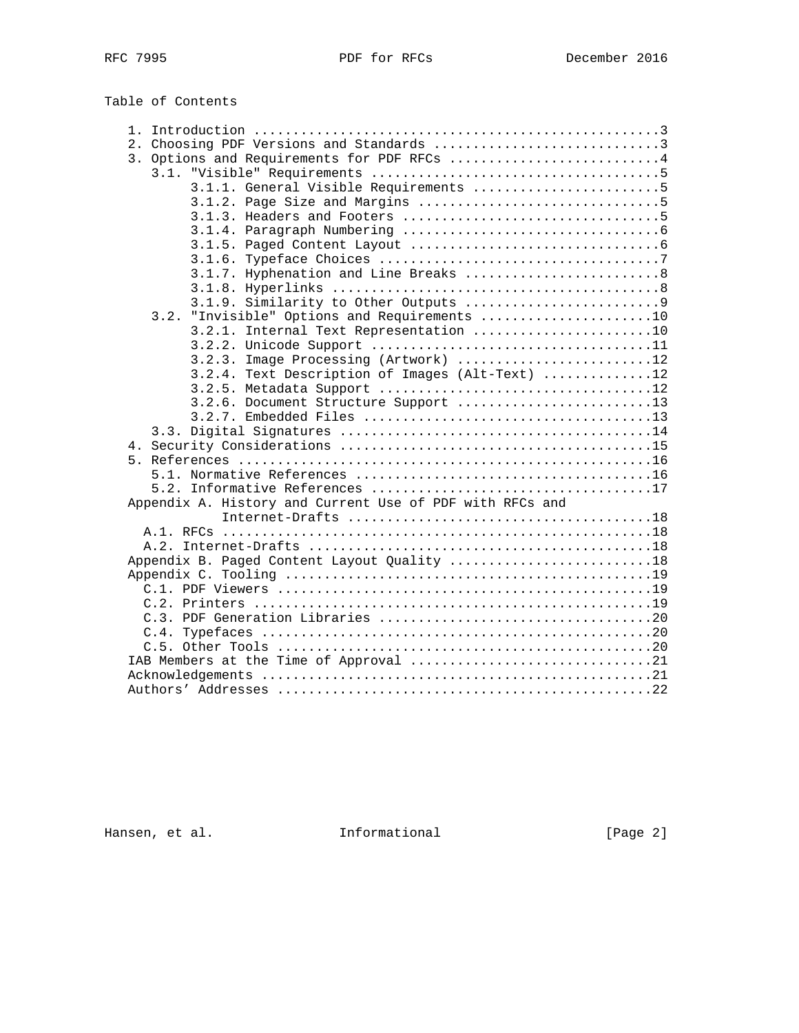## Table of Contents

1. Introduction ....................................................3
2. Choosing PDF Versions and Standards .............................3
3. Options and Requirements for PDF RFCs ...........................4
   - 3.1. "Visible" Requirements ...................................5
     - 3.1.1. General Visible Requirements ........................5
     - 3.1.2. Page Size and Margins ...............................5
     - 3.1.3. Headers and Footers .................................5
     - 3.1.4. Paragraph Numbering .................................6
     - 3.1.5. Paged Content Layout ................................6
     - 3.1.6. Typeface Choices ....................................7
     - 3.1.7. Hyphenation and Line Breaks .........................8
     - 3.1.8. Hyperlinks ..........................................8
     - 3.1.9. Similarity to Other Outputs .........................9
   - 3.2. "Invisible" Options and Requirements .....................10
     - 3.2.1. Internal Text Representation .......................10
     - 3.2.2. Unicode Support ....................................11
     - 3.2.3. Image Processing (Artwork) .........................12
     - 3.2.4. Text Description of Images (Alt-Text) ..............12
     - 3.2.5. Metadata Support ...................................12
     - 3.2.6. Document Structure Support .........................13
     - 3.2.7. Embedded Files .....................................13
   - 3.3. Digital Signatures .......................................14
4. Security Considerations ........................................15
5. References .....................................................16
   - 5.1. Normative References .....................................16
   - 5.2. Informative References ...................................17

Appendix A. History and Current Use of PDF with RFCs and Internet-Drafts ......................................18
   - A.1. RFCs .....................................................18
   - A.2. Internet-Drafts ..........................................18

Appendix B. Paged Content Layout Quality ..........................18

Appendix C. Tooling ...............................................19
   - C.1. PDF Viewers ..............................................19
   - C.2. Printers .................................................19
   - C.3. PDF Generation Libraries .................................20
   - C.4. Typefaces ................................................20
   - C.5. Other Tools ..............................................20

IAB Members at the Time of Approval ...............................21

Acknowledgements ..................................................21

Authors' Addresses ................................................22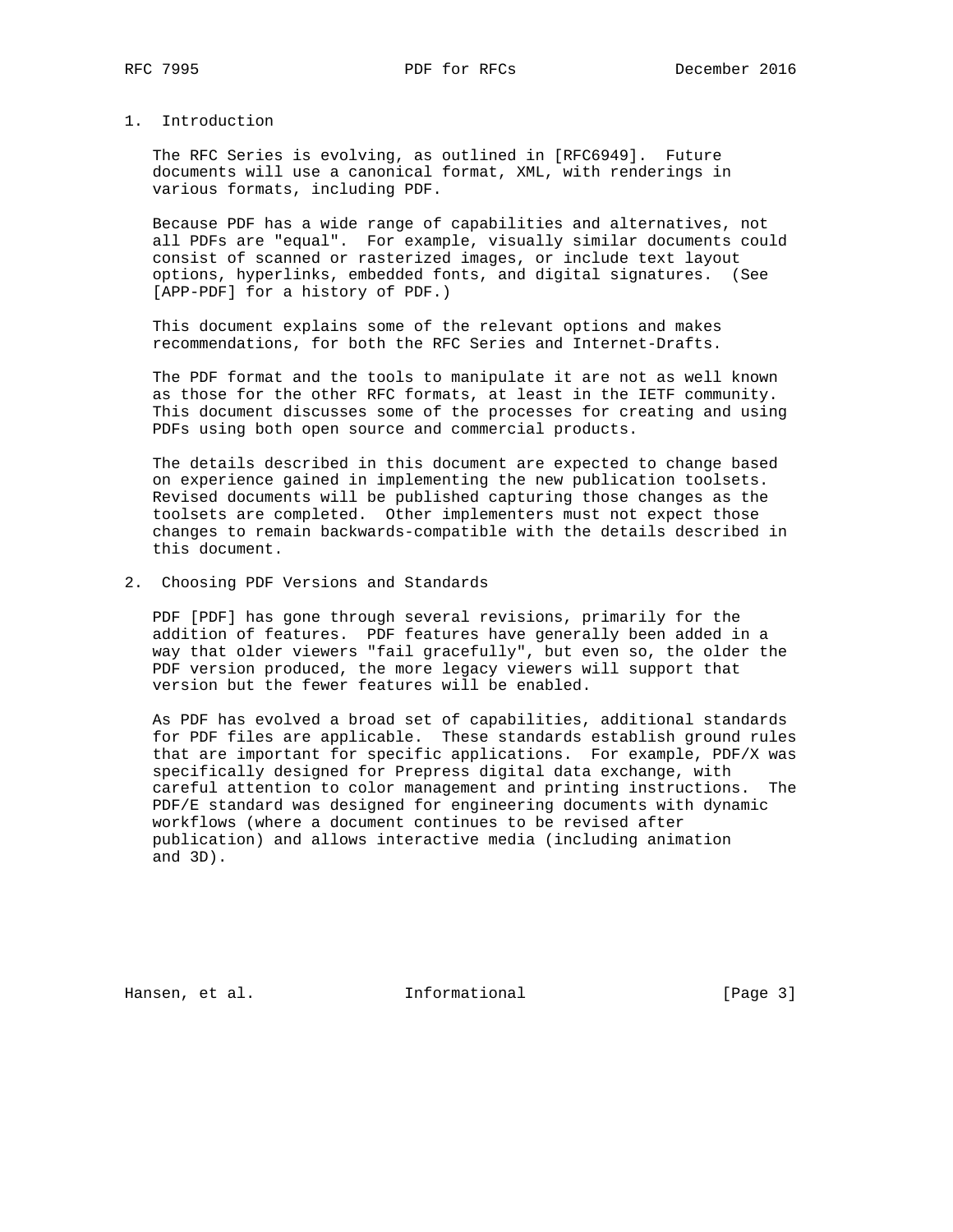## 1. Introduction

The RFC Series is evolving, as outlined in [RFC6949]. Future documents will use a canonical format, XML, with renderings in various formats, including PDF.

Because PDF has a wide range of capabilities and alternatives, not all PDFs are "equal". For example, visually similar documents could consist of scanned or rasterized images, or include text layout options, hyperlinks, embedded fonts, and digital signatures. (See [APP-PDF] for a history of PDF.)

This document explains some of the relevant options and makes recommendations, for both the RFC Series and Internet-Drafts.

The PDF format and the tools to manipulate it are not as well known as those for the other RFC formats, at least in the IETF community. This document discusses some of the processes for creating and using PDFs using both open source and commercial products.

The details described in this document are expected to change based on experience gained in implementing the new publication toolsets. Revised documents will be published capturing those changes as the toolsets are completed. Other implementers must not expect those changes to remain backwards-compatible with the details described in this document.

## 2. Choosing PDF Versions and Standards

PDF [PDF] has gone through several revisions, primarily for the addition of features. PDF features have generally been added in a way that older viewers "fail gracefully", but even so, the older the PDF version produced, the more legacy viewers will support that version but the fewer features will be enabled.

As PDF has evolved a broad set of capabilities, additional standards for PDF files are applicable. These standards establish ground rules that are important for specific applications. For example, PDF/X was specifically designed for Prepress digital data exchange, with careful attention to color management and printing instructions. The PDF/E standard was designed for engineering documents with dynamic workflows (where a document continues to be revised after publication) and allows interactive media (including animation and 3D).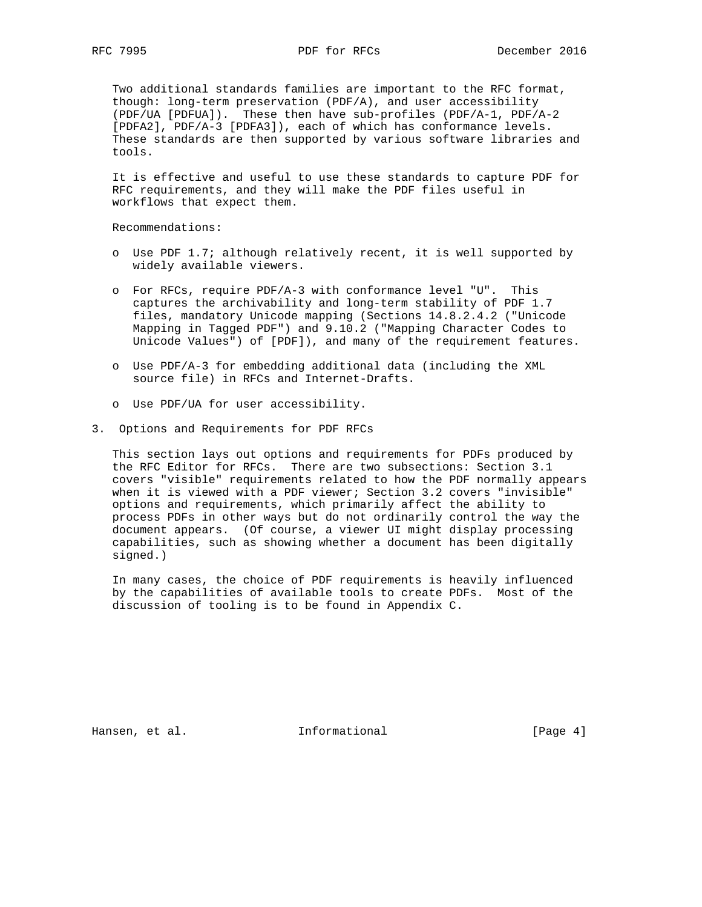Two additional standards families are important to the RFC format, though: long-term preservation (PDF/A), and user accessibility (PDF/UA [PDFUA]). These then have sub-profiles (PDF/A-1, PDF/A-2 [PDFA2], PDF/A-3 [PDFA3]), each of which has conformance levels. These standards are then supported by various software libraries and tools.

It is effective and useful to use these standards to capture PDF for RFC requirements, and they will make the PDF files useful in workflows that expect them.

Recommendations:

- Use PDF 1.7; although relatively recent, it is well supported by widely available viewers.
- For RFCs, require PDF/A-3 with conformance level "U". This captures the archivability and long-term stability of PDF 1.7 files, mandatory Unicode mapping (Sections 14.8.2.4.2 ("Unicode Mapping in Tagged PDF") and 9.10.2 ("Mapping Character Codes to Unicode Values") of [PDF]), and many of the requirement features.
- Use PDF/A-3 for embedding additional data (including the XML source file) in RFCs and Internet-Drafts.
- Use PDF/UA for user accessibility.

## 3. Options and Requirements for PDF RFCs

This section lays out options and requirements for PDFs produced by the RFC Editor for RFCs. There are two subsections: Section 3.1 covers "visible" requirements related to how the PDF normally appears when it is viewed with a PDF viewer; Section 3.2 covers "invisible" options and requirements, which primarily affect the ability to process PDFs in other ways but do not ordinarily control the way the document appears. (Of course, a viewer UI might display processing capabilities, such as showing whether a document has been digitally signed.)

In many cases, the choice of PDF requirements is heavily influenced by the capabilities of available tools to create PDFs. Most of the discussion of tooling is to be found in Appendix C.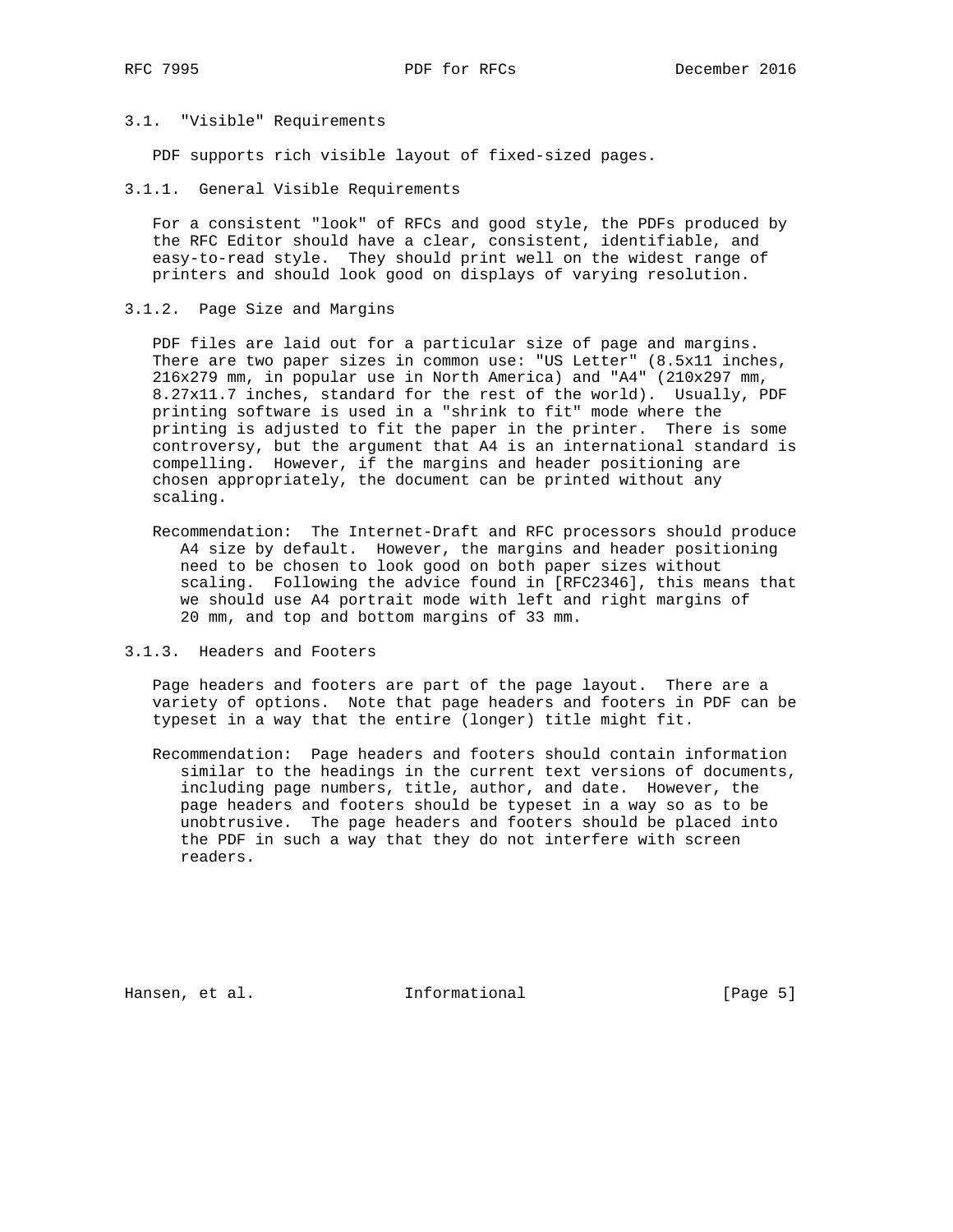### 3.1. "Visible" Requirements

PDF supports rich visible layout of fixed-sized pages.

#### 3.1.1. General Visible Requirements

For a consistent "look" of RFCs and good style, the PDFs produced by the RFC Editor should have a clear, consistent, identifiable, and easy-to-read style. They should print well on the widest range of printers and should look good on displays of varying resolution.

#### 3.1.2. Page Size and Margins

PDF files are laid out for a particular size of page and margins. There are two paper sizes in common use: "US Letter" (8.5x11 inches, 216x279 mm, in popular use in North America) and "A4" (210x297 mm, 8.27x11.7 inches, standard for the rest of the world). Usually, PDF printing software is used in a "shrink to fit" mode where the printing is adjusted to fit the paper in the printer. There is some controversy, but the argument that A4 is an international standard is compelling. However, if the margins and header positioning are chosen appropriately, the document can be printed without any scaling.

Recommendation: The Internet-Draft and RFC processors should produce A4 size by default. However, the margins and header positioning need to be chosen to look good on both paper sizes without scaling. Following the advice found in [RFC2346], this means that we should use A4 portrait mode with left and right margins of 20 mm, and top and bottom margins of 33 mm.

#### 3.1.3. Headers and Footers

Page headers and footers are part of the page layout. There are a variety of options. Note that page headers and footers in PDF can be typeset in a way that the entire (longer) title might fit.

Recommendation: Page headers and footers should contain information similar to the headings in the current text versions of documents, including page numbers, title, author, and date. However, the page headers and footers should be typeset in a way so as to be unobtrusive. The page headers and footers should be placed into the PDF in such a way that they do not interfere with screen readers.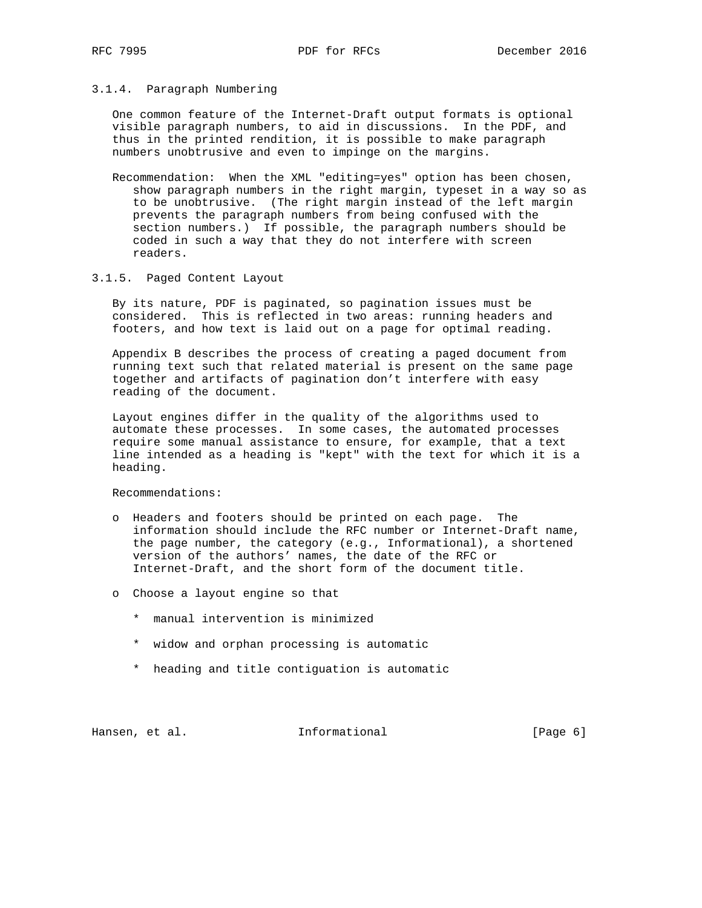### 3.1.4. Paragraph Numbering

One common feature of the Internet-Draft output formats is optional visible paragraph numbers, to aid in discussions. In the PDF, and thus in the printed rendition, it is possible to make paragraph numbers unobtrusive and even to impinge on the margins.

Recommendation: When the XML "editing=yes" option has been chosen, show paragraph numbers in the right margin, typeset in a way so as to be unobtrusive. (The right margin instead of the left margin prevents the paragraph numbers from being confused with the section numbers.) If possible, the paragraph numbers should be coded in such a way that they do not interfere with screen readers.

### 3.1.5. Paged Content Layout

By its nature, PDF is paginated, so pagination issues must be considered. This is reflected in two areas: running headers and footers, and how text is laid out on a page for optimal reading.

Appendix B describes the process of creating a paged document from running text such that related material is present on the same page together and artifacts of pagination don't interfere with easy reading of the document.

Layout engines differ in the quality of the algorithms used to automate these processes. In some cases, the automated processes require some manual assistance to ensure, for example, that a text line intended as a heading is "kept" with the text for which it is a heading.

Recommendations:

- Headers and footers should be printed on each page. The information should include the RFC number or Internet-Draft name, the page number, the category (e.g., Informational), a shortened version of the authors' names, the date of the RFC or Internet-Draft, and the short form of the document title.

- Choose a layout engine so that

  * manual intervention is minimized

  * widow and orphan processing is automatic

  * heading and title contiguation is automatic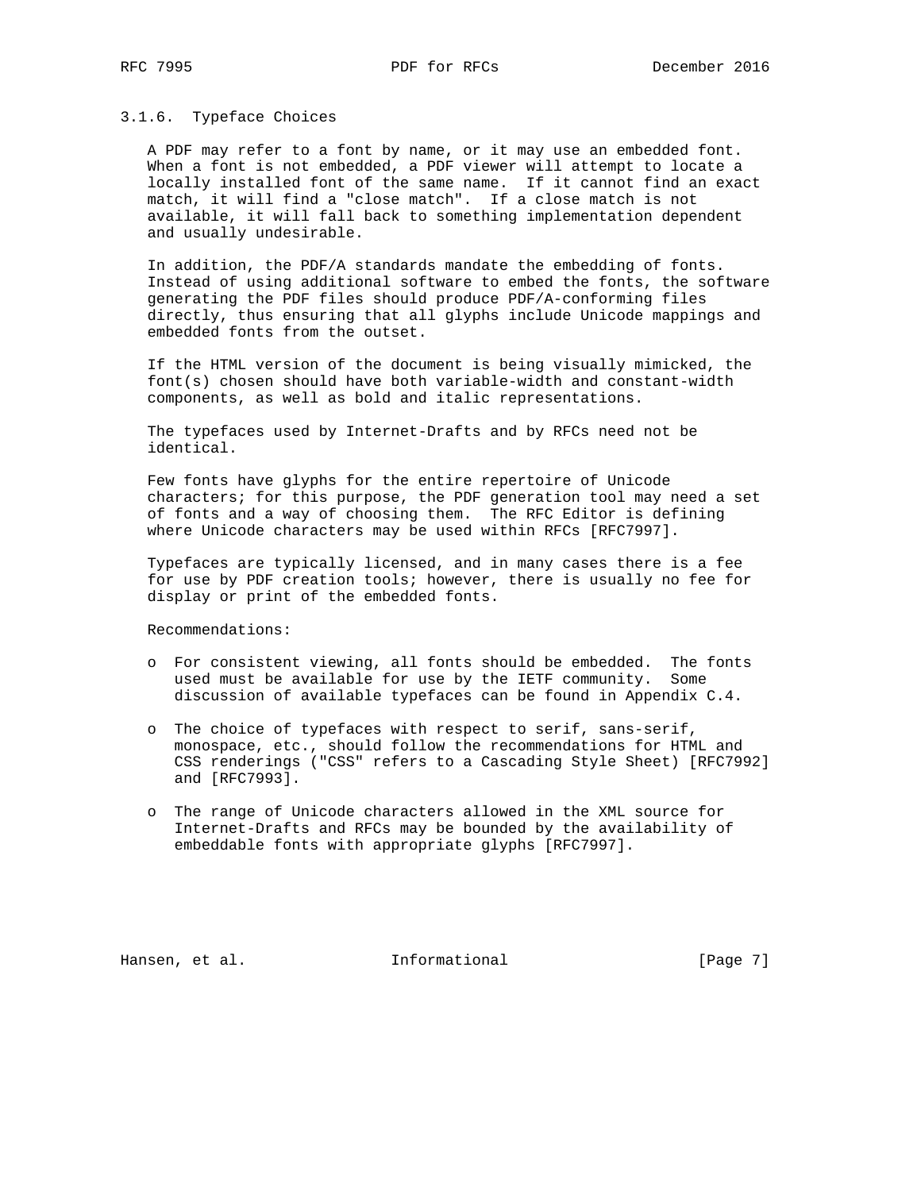### 3.1.6. Typeface Choices

A PDF may refer to a font by name, or it may use an embedded font. When a font is not embedded, a PDF viewer will attempt to locate a locally installed font of the same name. If it cannot find an exact match, it will find a "close match". If a close match is not available, it will fall back to something implementation dependent and usually undesirable.

In addition, the PDF/A standards mandate the embedding of fonts. Instead of using additional software to embed the fonts, the software generating the PDF files should produce PDF/A-conforming files directly, thus ensuring that all glyphs include Unicode mappings and embedded fonts from the outset.

If the HTML version of the document is being visually mimicked, the font(s) chosen should have both variable-width and constant-width components, as well as bold and italic representations.

The typefaces used by Internet-Drafts and by RFCs need not be identical.

Few fonts have glyphs for the entire repertoire of Unicode characters; for this purpose, the PDF generation tool may need a set of fonts and a way of choosing them. The RFC Editor is defining where Unicode characters may be used within RFCs [RFC7997].

Typefaces are typically licensed, and in many cases there is a fee for use by PDF creation tools; however, there is usually no fee for display or print of the embedded fonts.

Recommendations:

- For consistent viewing, all fonts should be embedded. The fonts used must be available for use by the IETF community. Some discussion of available typefaces can be found in Appendix C.4.
- The choice of typefaces with respect to serif, sans-serif, monospace, etc., should follow the recommendations for HTML and CSS renderings ("CSS" refers to a Cascading Style Sheet) [RFC7992] and [RFC7993].
- The range of Unicode characters allowed in the XML source for Internet-Drafts and RFCs may be bounded by the availability of embeddable fonts with appropriate glyphs [RFC7997].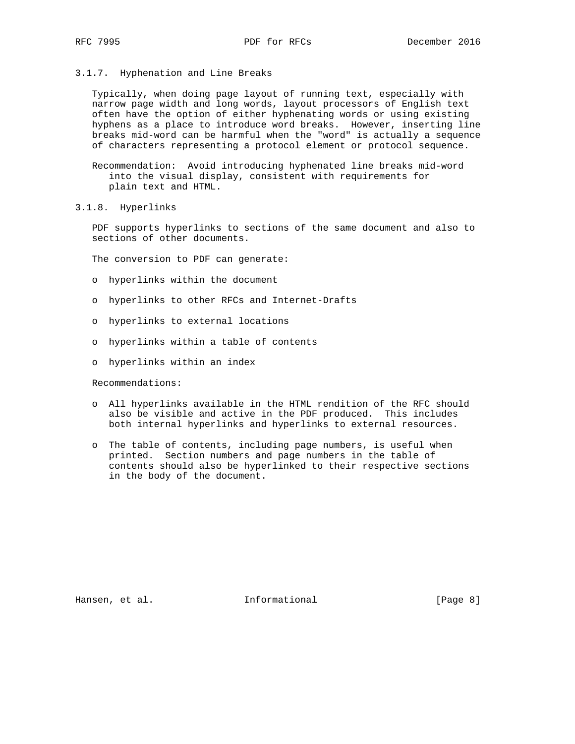### 3.1.7. Hyphenation and Line Breaks

Typically, when doing page layout of running text, especially with narrow page width and long words, layout processors of English text often have the option of either hyphenating words or using existing hyphens as a place to introduce word breaks. However, inserting line breaks mid-word can be harmful when the "word" is actually a sequence of characters representing a protocol element or protocol sequence.

Recommendation: Avoid introducing hyphenated line breaks mid-word into the visual display, consistent with requirements for plain text and HTML.

### 3.1.8. Hyperlinks

PDF supports hyperlinks to sections of the same document and also to sections of other documents.

The conversion to PDF can generate:

- hyperlinks within the document
- hyperlinks to other RFCs and Internet-Drafts
- hyperlinks to external locations
- hyperlinks within a table of contents
- hyperlinks within an index

Recommendations:

- All hyperlinks available in the HTML rendition of the RFC should also be visible and active in the PDF produced. This includes both internal hyperlinks and hyperlinks to external resources.
- The table of contents, including page numbers, is useful when printed. Section numbers and page numbers in the table of contents should also be hyperlinked to their respective sections in the body of the document.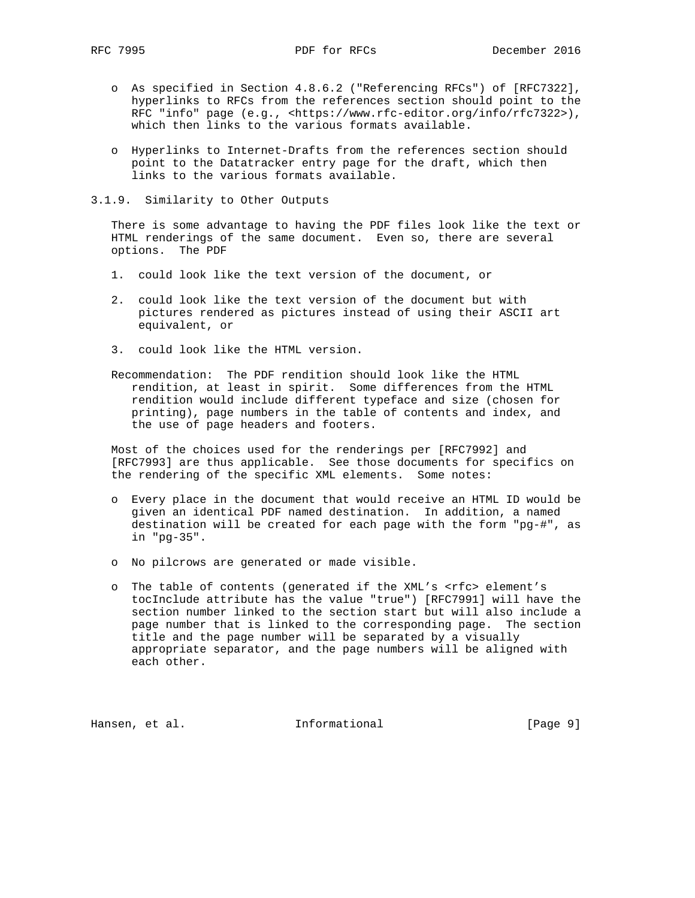- As specified in Section 4.8.6.2 ("Referencing RFCs") of [RFC7322], hyperlinks to RFCs from the references section should point to the RFC "info" page (e.g., <https://www.rfc-editor.org/info/rfc7322>), which then links to the various formats available.

- Hyperlinks to Internet-Drafts from the references section should point to the Datatracker entry page for the draft, which then links to the various formats available.

### 3.1.9. Similarity to Other Outputs

There is some advantage to having the PDF files look like the text or HTML renderings of the same document. Even so, there are several options. The PDF

1. could look like the text version of the document, or

2. could look like the text version of the document but with pictures rendered as pictures instead of using their ASCII art equivalent, or

3. could look like the HTML version.

Recommendation: The PDF rendition should look like the HTML rendition, at least in spirit. Some differences from the HTML rendition would include different typeface and size (chosen for printing), page numbers in the table of contents and index, and the use of page headers and footers.

Most of the choices used for the renderings per [RFC7992] and [RFC7993] are thus applicable. See those documents for specifics on the rendering of the specific XML elements. Some notes:

- Every place in the document that would receive an HTML ID would be given an identical PDF named destination. In addition, a named destination will be created for each page with the form "pg-#", as in "pg-35".

- No pilcrows are generated or made visible.

- The table of contents (generated if the XML's <rfc> element's tocInclude attribute has the value "true") [RFC7991] will have the section number linked to the section start but will also include a page number that is linked to the corresponding page. The section title and the page number will be separated by a visually appropriate separator, and the page numbers will be aligned with each other.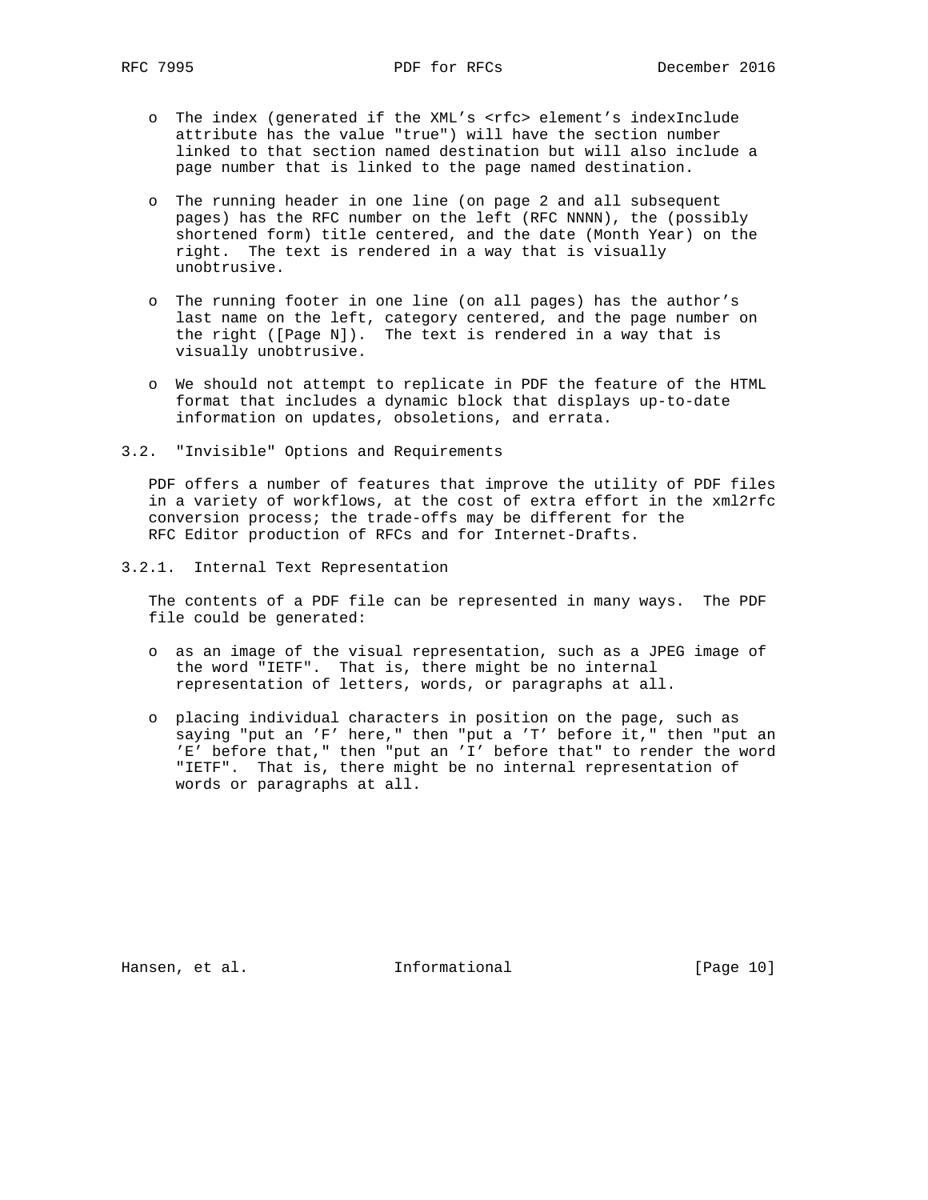- The index (generated if the XML's <rfc> element's indexInclude attribute has the value "true") will have the section number linked to that section named destination but will also include a page number that is linked to the page named destination.

- The running header in one line (on page 2 and all subsequent pages) has the RFC number on the left (RFC NNNN), the (possibly shortened form) title centered, and the date (Month Year) on the right. The text is rendered in a way that is visually unobtrusive.

- The running footer in one line (on all pages) has the author's last name on the left, category centered, and the page number on the right ([Page N]). The text is rendered in a way that is visually unobtrusive.

- We should not attempt to replicate in PDF the feature of the HTML format that includes a dynamic block that displays up-to-date information on updates, obsoletions, and errata.

### 3.2. "Invisible" Options and Requirements

PDF offers a number of features that improve the utility of PDF files in a variety of workflows, at the cost of extra effort in the xml2rfc conversion process; the trade-offs may be different for the RFC Editor production of RFCs and for Internet-Drafts.

#### 3.2.1. Internal Text Representation

The contents of a PDF file can be represented in many ways. The PDF file could be generated:

- as an image of the visual representation, such as a JPEG image of the word "IETF". That is, there might be no internal representation of letters, words, or paragraphs at all.

- placing individual characters in position on the page, such as saying "put an 'F' here," then "put a 'T' before it," then "put an 'E' before that," then "put an 'I' before that" to render the word "IETF". That is, there might be no internal representation of words or paragraphs at all.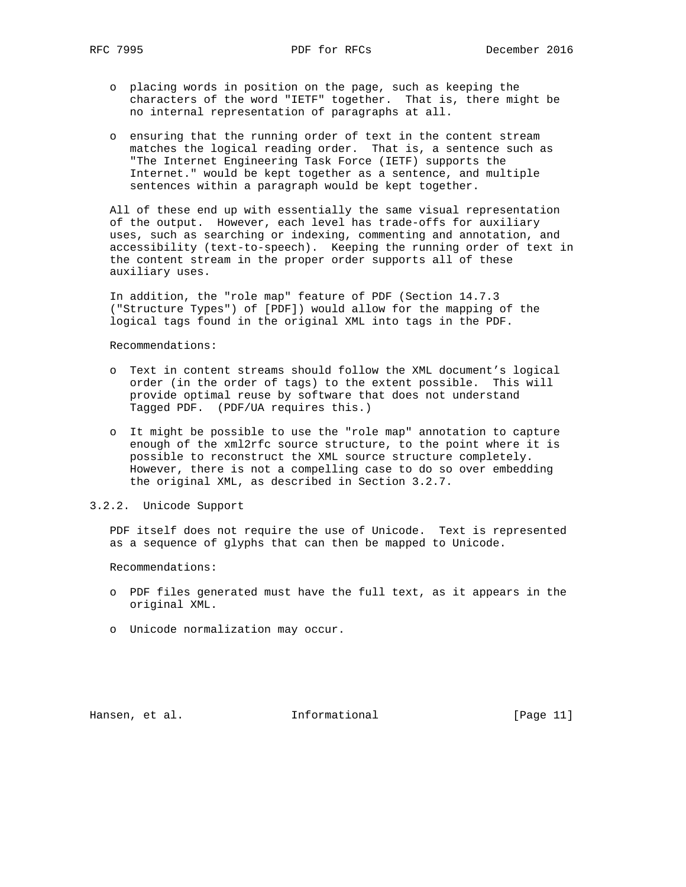- placing words in position on the page, such as keeping the characters of the word "IETF" together. That is, there might be no internal representation of paragraphs at all.

- ensuring that the running order of text in the content stream matches the logical reading order. That is, a sentence such as "The Internet Engineering Task Force (IETF) supports the Internet." would be kept together as a sentence, and multiple sentences within a paragraph would be kept together.

All of these end up with essentially the same visual representation of the output. However, each level has trade-offs for auxiliary uses, such as searching or indexing, commenting and annotation, and accessibility (text-to-speech). Keeping the running order of text in the content stream in the proper order supports all of these auxiliary uses.

In addition, the "role map" feature of PDF (Section 14.7.3 ("Structure Types") of [PDF]) would allow for the mapping of the logical tags found in the original XML into tags in the PDF.

Recommendations:

- Text in content streams should follow the XML document's logical order (in the order of tags) to the extent possible. This will provide optimal reuse by software that does not understand Tagged PDF. (PDF/UA requires this.)

- It might be possible to use the "role map" annotation to capture enough of the xml2rfc source structure, to the point where it is possible to reconstruct the XML source structure completely. However, there is not a compelling case to do so over embedding the original XML, as described in Section 3.2.7.

### 3.2.2. Unicode Support

PDF itself does not require the use of Unicode. Text is represented as a sequence of glyphs that can then be mapped to Unicode.

Recommendations:

- PDF files generated must have the full text, as it appears in the original XML.

- Unicode normalization may occur.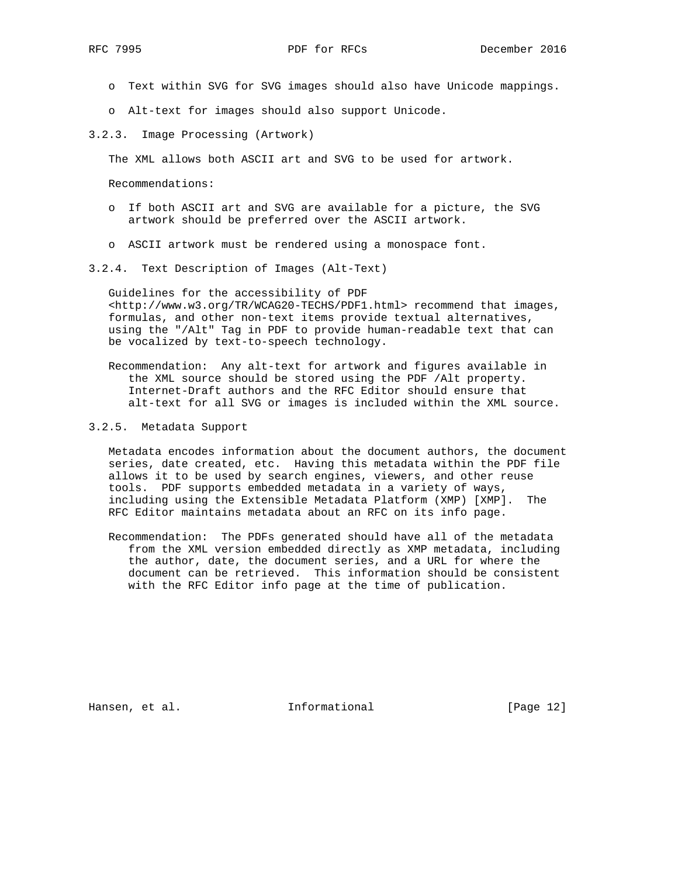- Text within SVG for SVG images should also have Unicode mappings.

- Alt-text for images should also support Unicode.

### 3.2.3. Image Processing (Artwork)

The XML allows both ASCII art and SVG to be used for artwork.

Recommendations:

- If both ASCII art and SVG are available for a picture, the SVG artwork should be preferred over the ASCII artwork.

- ASCII artwork must be rendered using a monospace font.

### 3.2.4. Text Description of Images (Alt-Text)

Guidelines for the accessibility of PDF <http://www.w3.org/TR/WCAG20-TECHS/PDF1.html> recommend that images, formulas, and other non-text items provide textual alternatives, using the "/Alt" Tag in PDF to provide human-readable text that can be vocalized by text-to-speech technology.

Recommendation: Any alt-text for artwork and figures available in the XML source should be stored using the PDF /Alt property. Internet-Draft authors and the RFC Editor should ensure that alt-text for all SVG or images is included within the XML source.

### 3.2.5. Metadata Support

Metadata encodes information about the document authors, the document series, date created, etc. Having this metadata within the PDF file allows it to be used by search engines, viewers, and other reuse tools. PDF supports embedded metadata in a variety of ways, including using the Extensible Metadata Platform (XMP) [XMP]. The RFC Editor maintains metadata about an RFC on its info page.

Recommendation: The PDFs generated should have all of the metadata from the XML version embedded directly as XMP metadata, including the author, date, the document series, and a URL for where the document can be retrieved. This information should be consistent with the RFC Editor info page at the time of publication.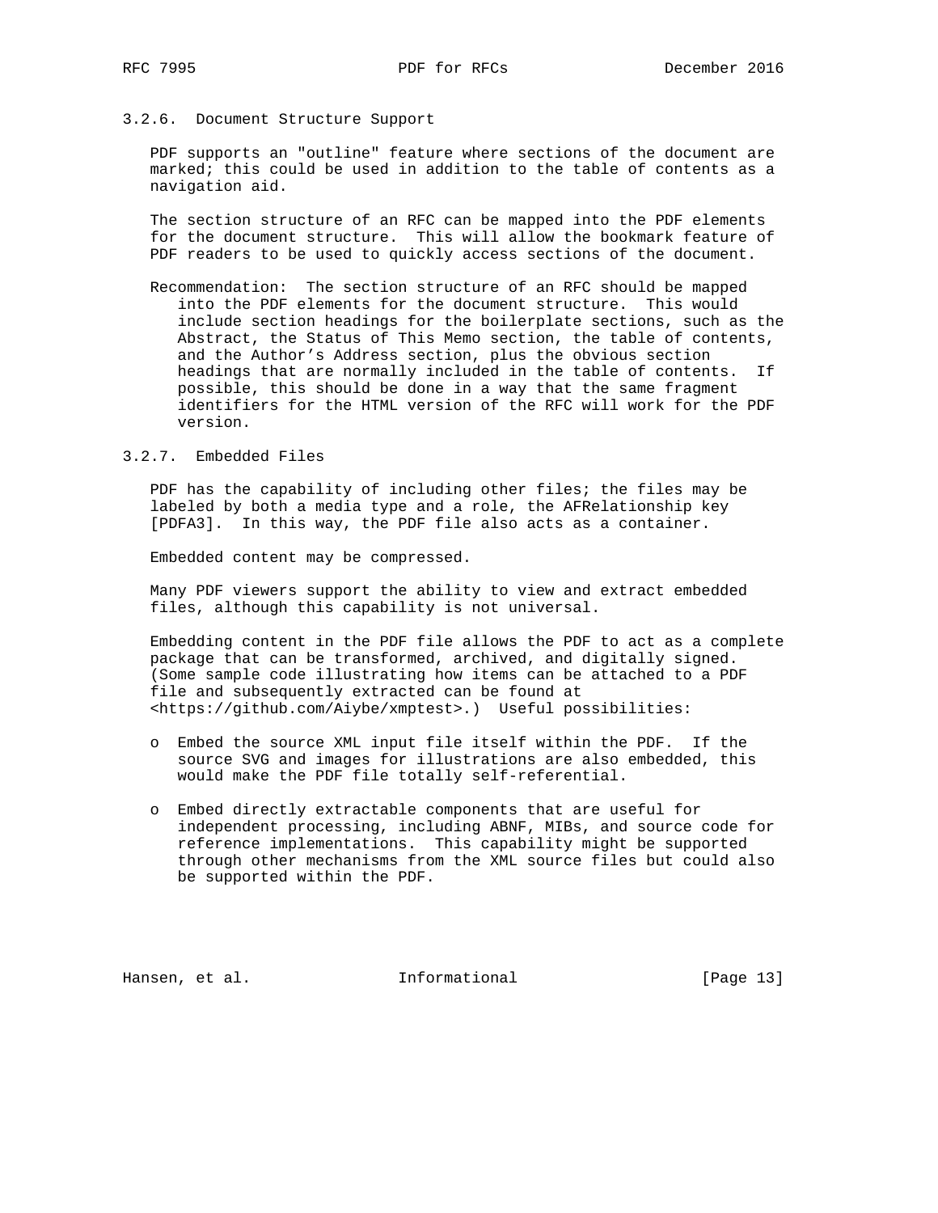### 3.2.6. Document Structure Support

PDF supports an "outline" feature where sections of the document are marked; this could be used in addition to the table of contents as a navigation aid.

The section structure of an RFC can be mapped into the PDF elements for the document structure. This will allow the bookmark feature of PDF readers to be used to quickly access sections of the document.

Recommendation: The section structure of an RFC should be mapped into the PDF elements for the document structure. This would include section headings for the boilerplate sections, such as the Abstract, the Status of This Memo section, the table of contents, and the Author's Address section, plus the obvious section headings that are normally included in the table of contents. If possible, this should be done in a way that the same fragment identifiers for the HTML version of the RFC will work for the PDF version.

### 3.2.7. Embedded Files

PDF has the capability of including other files; the files may be labeled by both a media type and a role, the AFRelationship key [PDFA3]. In this way, the PDF file also acts as a container.

Embedded content may be compressed.

Many PDF viewers support the ability to view and extract embedded files, although this capability is not universal.

Embedding content in the PDF file allows the PDF to act as a complete package that can be transformed, archived, and digitally signed. (Some sample code illustrating how items can be attached to a PDF file and subsequently extracted can be found at <https://github.com/Aiybe/xmptest>.) Useful possibilities:

- Embed the source XML input file itself within the PDF. If the source SVG and images for illustrations are also embedded, this would make the PDF file totally self-referential.

- Embed directly extractable components that are useful for independent processing, including ABNF, MIBs, and source code for reference implementations. This capability might be supported through other mechanisms from the XML source files but could also be supported within the PDF.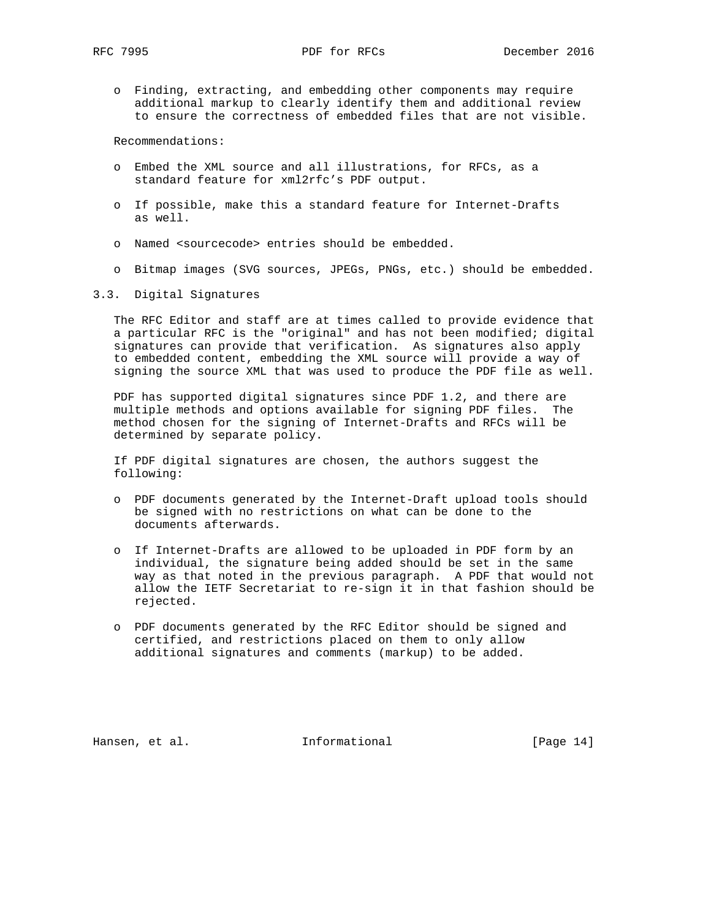- Finding, extracting, and embedding other components may require additional markup to clearly identify them and additional review to ensure the correctness of embedded files that are not visible.

Recommendations:

- Embed the XML source and all illustrations, for RFCs, as a standard feature for xml2rfc's PDF output.
- If possible, make this a standard feature for Internet-Drafts as well.
- Named <sourcecode> entries should be embedded.
- Bitmap images (SVG sources, JPEGs, PNGs, etc.) should be embedded.

### 3.3. Digital Signatures

The RFC Editor and staff are at times called to provide evidence that a particular RFC is the "original" and has not been modified; digital signatures can provide that verification. As signatures also apply to embedded content, embedding the XML source will provide a way of signing the source XML that was used to produce the PDF file as well.

PDF has supported digital signatures since PDF 1.2, and there are multiple methods and options available for signing PDF files. The method chosen for the signing of Internet-Drafts and RFCs will be determined by separate policy.

If PDF digital signatures are chosen, the authors suggest the following:

- PDF documents generated by the Internet-Draft upload tools should be signed with no restrictions on what can be done to the documents afterwards.
- If Internet-Drafts are allowed to be uploaded in PDF form by an individual, the signature being added should be set in the same way as that noted in the previous paragraph. A PDF that would not allow the IETF Secretariat to re-sign it in that fashion should be rejected.
- PDF documents generated by the RFC Editor should be signed and certified, and restrictions placed on them to only allow additional signatures and comments (markup) to be added.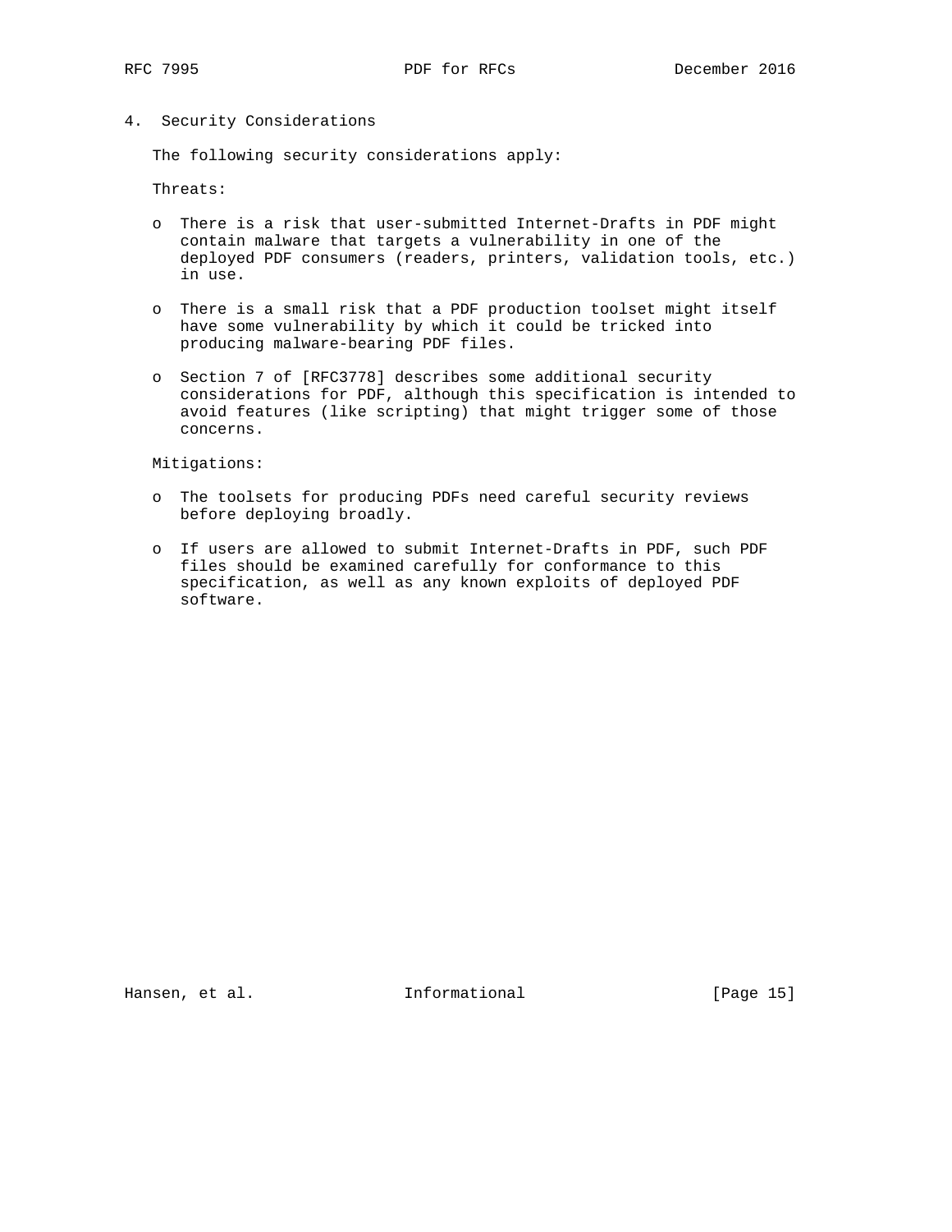## 4. Security Considerations

The following security considerations apply:

Threats:

- There is a risk that user-submitted Internet-Drafts in PDF might contain malware that targets a vulnerability in one of the deployed PDF consumers (readers, printers, validation tools, etc.) in use.

- There is a small risk that a PDF production toolset might itself have some vulnerability by which it could be tricked into producing malware-bearing PDF files.

- Section 7 of [RFC3778] describes some additional security considerations for PDF, although this specification is intended to avoid features (like scripting) that might trigger some of those concerns.

Mitigations:

- The toolsets for producing PDFs need careful security reviews before deploying broadly.

- If users are allowed to submit Internet-Drafts in PDF, such PDF files should be examined carefully for conformance to this specification, as well as any known exploits of deployed PDF software.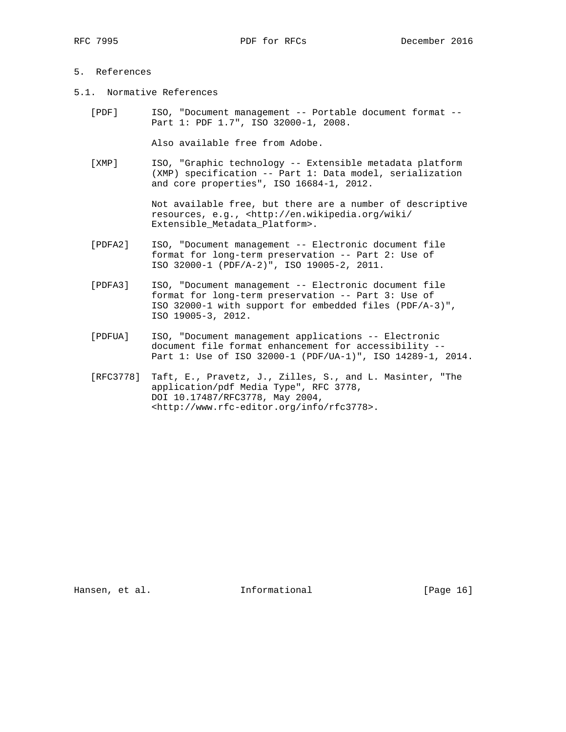# 5. References

## 5.1. Normative References

[PDF] ISO, "Document management -- Portable document format -- Part 1: PDF 1.7", ISO 32000-1, 2008.

Also available free from Adobe.

[XMP] ISO, "Graphic technology -- Extensible metadata platform (XMP) specification -- Part 1: Data model, serialization and core properties", ISO 16684-1, 2012.

Not available free, but there are a number of descriptive resources, e.g., <http://en.wikipedia.org/wiki/Extensible_Metadata_Platform>.

[PDFA2] ISO, "Document management -- Electronic document file format for long-term preservation -- Part 2: Use of ISO 32000-1 (PDF/A-2)", ISO 19005-2, 2011.

[PDFA3] ISO, "Document management -- Electronic document file format for long-term preservation -- Part 3: Use of ISO 32000-1 with support for embedded files (PDF/A-3)", ISO 19005-3, 2012.

[PDFUA] ISO, "Document management applications -- Electronic document file format enhancement for accessibility -- Part 1: Use of ISO 32000-1 (PDF/UA-1)", ISO 14289-1, 2014.

[RFC3778] Taft, E., Pravetz, J., Zilles, S., and L. Masinter, "The application/pdf Media Type", RFC 3778, DOI 10.17487/RFC3778, May 2004, <http://www.rfc-editor.org/info/rfc3778>.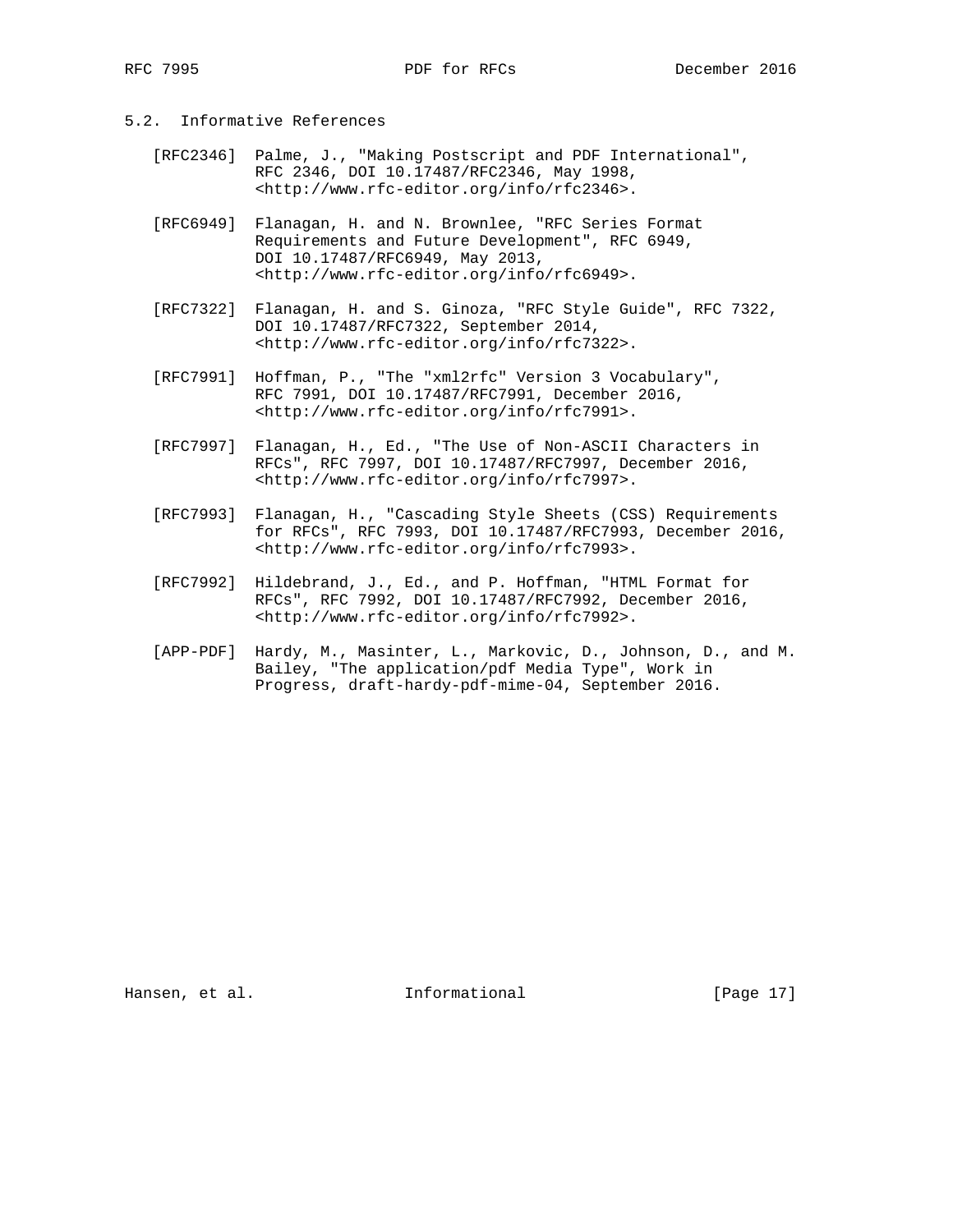### 5.2. Informative References

[RFC2346] Palme, J., "Making Postscript and PDF International", RFC 2346, DOI 10.17487/RFC2346, May 1998, <http://www.rfc-editor.org/info/rfc2346>.

[RFC6949] Flanagan, H. and N. Brownlee, "RFC Series Format Requirements and Future Development", RFC 6949, DOI 10.17487/RFC6949, May 2013, <http://www.rfc-editor.org/info/rfc6949>.

[RFC7322] Flanagan, H. and S. Ginoza, "RFC Style Guide", RFC 7322, DOI 10.17487/RFC7322, September 2014, <http://www.rfc-editor.org/info/rfc7322>.

[RFC7991] Hoffman, P., "The "xml2rfc" Version 3 Vocabulary", RFC 7991, DOI 10.17487/RFC7991, December 2016, <http://www.rfc-editor.org/info/rfc7991>.

[RFC7997] Flanagan, H., Ed., "The Use of Non-ASCII Characters in RFCs", RFC 7997, DOI 10.17487/RFC7997, December 2016, <http://www.rfc-editor.org/info/rfc7997>.

[RFC7993] Flanagan, H., "Cascading Style Sheets (CSS) Requirements for RFCs", RFC 7993, DOI 10.17487/RFC7993, December 2016, <http://www.rfc-editor.org/info/rfc7993>.

[RFC7992] Hildebrand, J., Ed., and P. Hoffman, "HTML Format for RFCs", RFC 7992, DOI 10.17487/RFC7992, December 2016, <http://www.rfc-editor.org/info/rfc7992>.

[APP-PDF] Hardy, M., Masinter, L., Markovic, D., Johnson, D., and M. Bailey, "The application/pdf Media Type", Work in Progress, draft-hardy-pdf-mime-04, September 2016.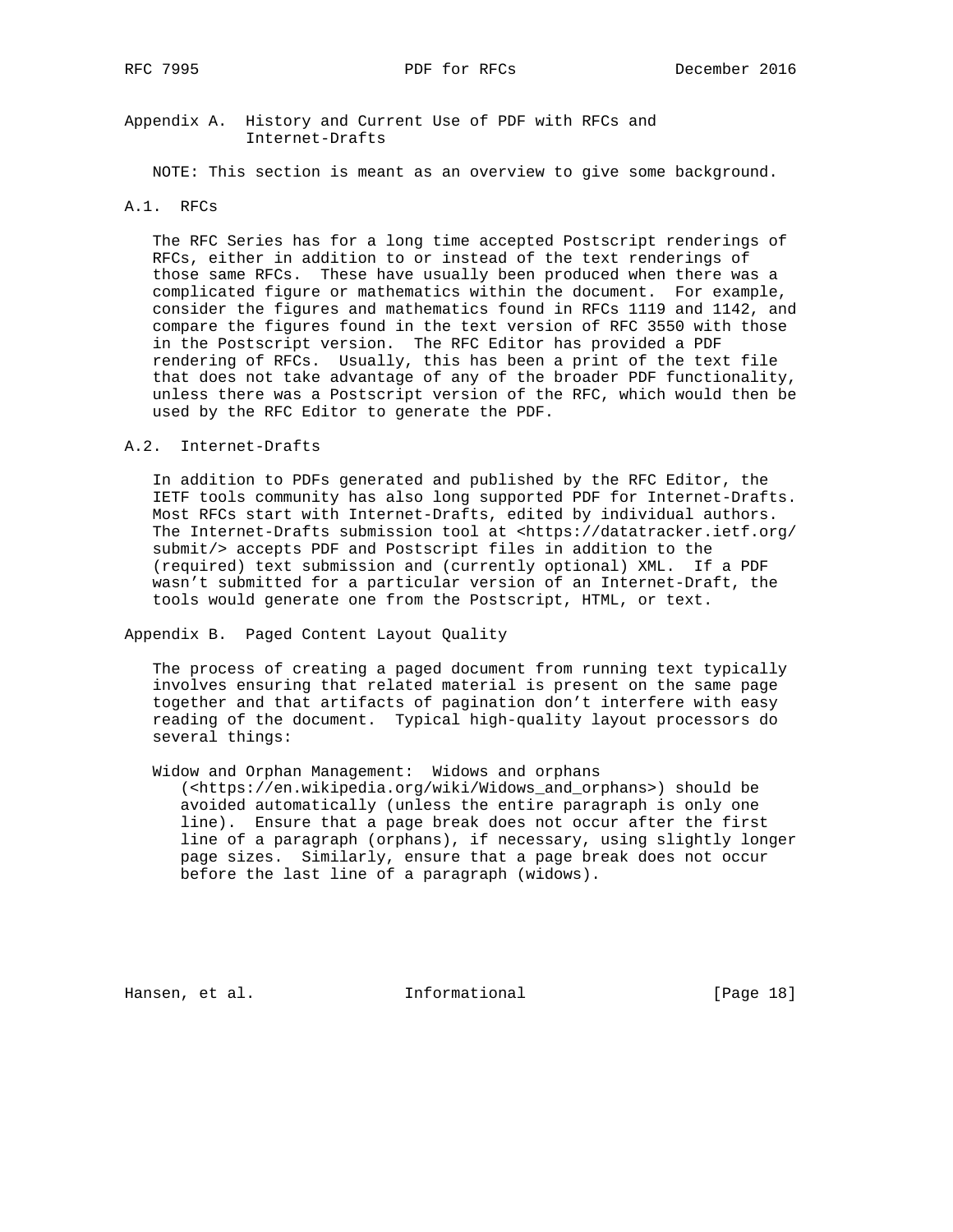## Appendix A. History and Current Use of PDF with RFCs and Internet-Drafts

NOTE: This section is meant as an overview to give some background.

### A.1. RFCs

The RFC Series has for a long time accepted Postscript renderings of RFCs, either in addition to or instead of the text renderings of those same RFCs. These have usually been produced when there was a complicated figure or mathematics within the document. For example, consider the figures and mathematics found in RFCs 1119 and 1142, and compare the figures found in the text version of RFC 3550 with those in the Postscript version. The RFC Editor has provided a PDF rendering of RFCs. Usually, this has been a print of the text file that does not take advantage of any of the broader PDF functionality, unless there was a Postscript version of the RFC, which would then be used by the RFC Editor to generate the PDF.

### A.2. Internet-Drafts

In addition to PDFs generated and published by the RFC Editor, the IETF tools community has also long supported PDF for Internet-Drafts. Most RFCs start with Internet-Drafts, edited by individual authors. The Internet-Drafts submission tool at <https://datatracker.ietf.org/submit/> accepts PDF and Postscript files in addition to the (required) text submission and (currently optional) XML. If a PDF wasn't submitted for a particular version of an Internet-Draft, the tools would generate one from the Postscript, HTML, or text.

## Appendix B. Paged Content Layout Quality

The process of creating a paged document from running text typically involves ensuring that related material is present on the same page together and that artifacts of pagination don't interfere with easy reading of the document. Typical high-quality layout processors do several things:

Widow and Orphan Management: Widows and orphans (<https://en.wikipedia.org/wiki/Widows_and_orphans>) should be avoided automatically (unless the entire paragraph is only one line). Ensure that a page break does not occur after the first line of a paragraph (orphans), if necessary, using slightly longer page sizes. Similarly, ensure that a page break does not occur before the last line of a paragraph (widows).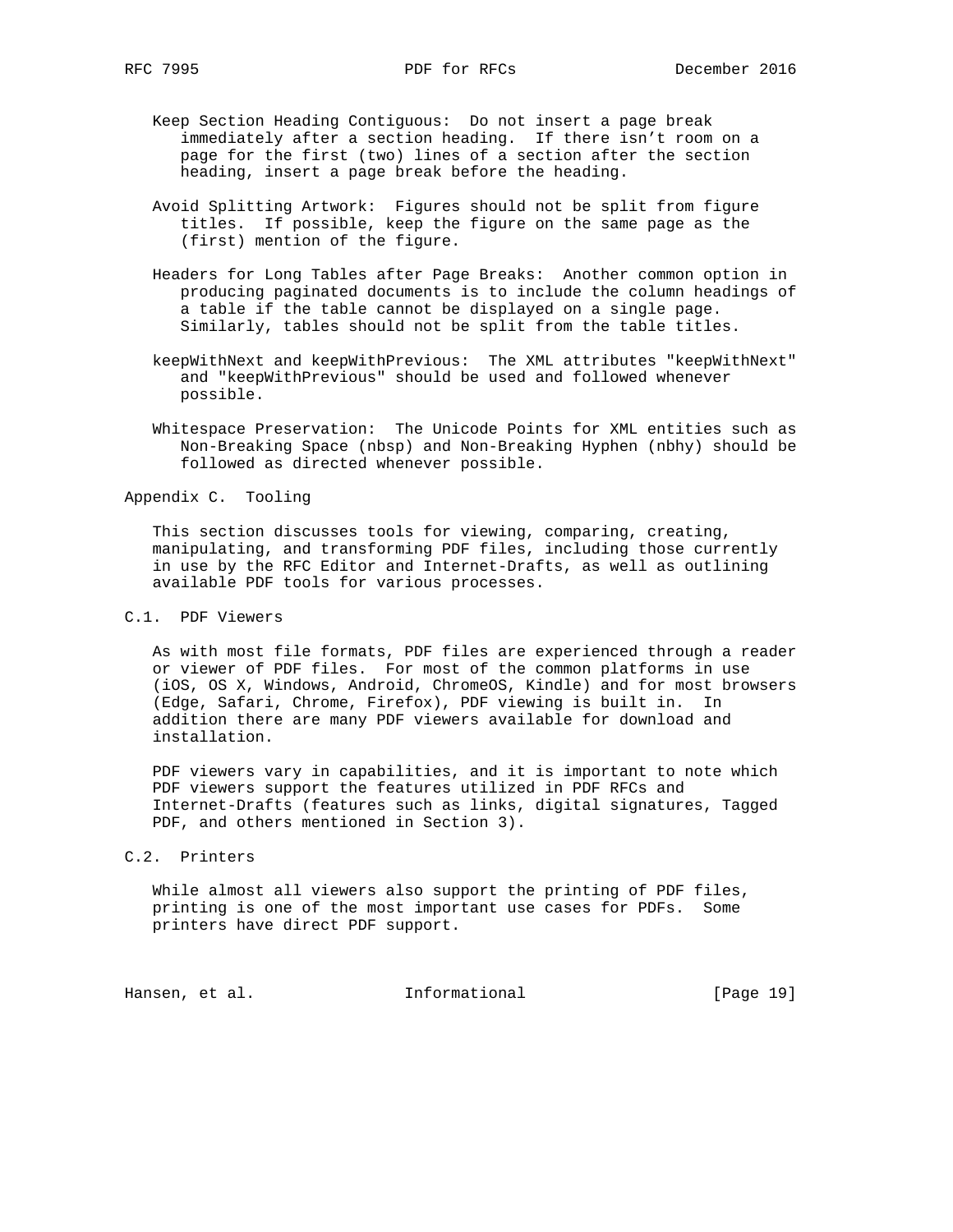Keep Section Heading Contiguous: Do not insert a page break immediately after a section heading. If there isn't room on a page for the first (two) lines of a section after the section heading, insert a page break before the heading.

Avoid Splitting Artwork: Figures should not be split from figure titles. If possible, keep the figure on the same page as the (first) mention of the figure.

Headers for Long Tables after Page Breaks: Another common option in producing paginated documents is to include the column headings of a table if the table cannot be displayed on a single page. Similarly, tables should not be split from the table titles.

keepWithNext and keepWithPrevious: The XML attributes "keepWithNext" and "keepWithPrevious" should be used and followed whenever possible.

Whitespace Preservation: The Unicode Points for XML entities such as Non-Breaking Space (nbsp) and Non-Breaking Hyphen (nbhy) should be followed as directed whenever possible.

# Appendix C. Tooling

This section discusses tools for viewing, comparing, creating, manipulating, and transforming PDF files, including those currently in use by the RFC Editor and Internet-Drafts, as well as outlining available PDF tools for various processes.

## C.1. PDF Viewers

As with most file formats, PDF files are experienced through a reader or viewer of PDF files. For most of the common platforms in use (iOS, OS X, Windows, Android, ChromeOS, Kindle) and for most browsers (Edge, Safari, Chrome, Firefox), PDF viewing is built in. In addition there are many PDF viewers available for download and installation.

PDF viewers vary in capabilities, and it is important to note which PDF viewers support the features utilized in PDF RFCs and Internet-Drafts (features such as links, digital signatures, Tagged PDF, and others mentioned in Section 3).

## C.2. Printers

While almost all viewers also support the printing of PDF files, printing is one of the most important use cases for PDFs. Some printers have direct PDF support.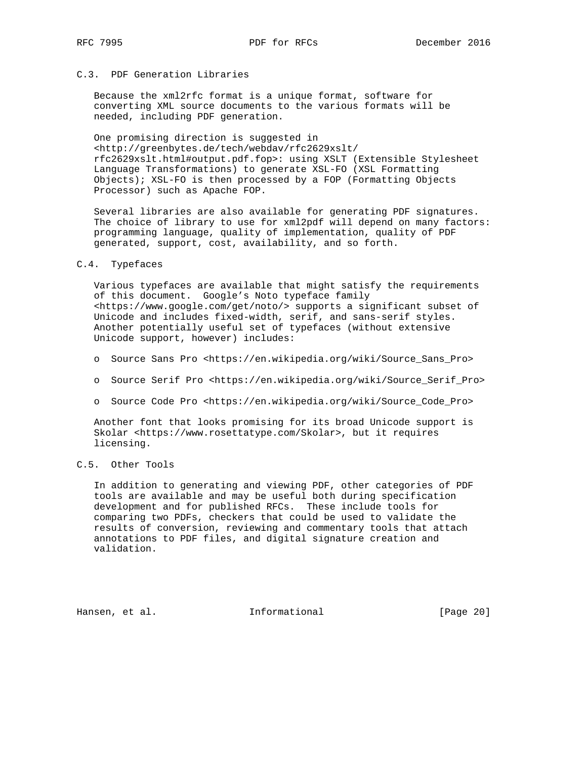### C.3. PDF Generation Libraries

Because the xml2rfc format is a unique format, software for converting XML source documents to the various formats will be needed, including PDF generation.

One promising direction is suggested in <http://greenbytes.de/tech/webdav/rfc2629xslt/rfc2629xslt.html#output.pdf.fop>: using XSLT (Extensible Stylesheet Language Transformations) to generate XSL-FO (XSL Formatting Objects); XSL-FO is then processed by a FOP (Formatting Objects Processor) such as Apache FOP.

Several libraries are also available for generating PDF signatures. The choice of library to use for xml2pdf will depend on many factors: programming language, quality of implementation, quality of PDF generated, support, cost, availability, and so forth.

### C.4. Typefaces

Various typefaces are available that might satisfy the requirements of this document. Google's Noto typeface family <https://www.google.com/get/noto/> supports a significant subset of Unicode and includes fixed-width, serif, and sans-serif styles. Another potentially useful set of typefaces (without extensive Unicode support, however) includes:

- Source Sans Pro <https://en.wikipedia.org/wiki/Source_Sans_Pro>
- Source Serif Pro <https://en.wikipedia.org/wiki/Source_Serif_Pro>
- Source Code Pro <https://en.wikipedia.org/wiki/Source_Code_Pro>

Another font that looks promising for its broad Unicode support is Skolar <https://www.rosettatype.com/Skolar>, but it requires licensing.

### C.5. Other Tools

In addition to generating and viewing PDF, other categories of PDF tools are available and may be useful both during specification development and for published RFCs. These include tools for comparing two PDFs, checkers that could be used to validate the results of conversion, reviewing and commentary tools that attach annotations to PDF files, and digital signature creation and validation.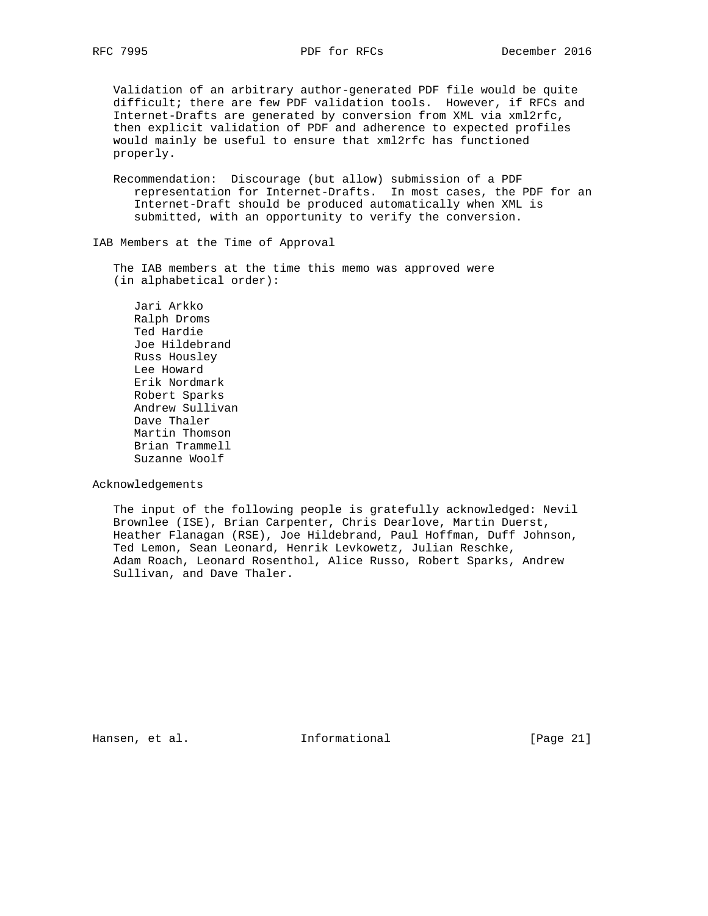Validation of an arbitrary author-generated PDF file would be quite difficult; there are few PDF validation tools. However, if RFCs and Internet-Drafts are generated by conversion from XML via xml2rfc, then explicit validation of PDF and adherence to expected profiles would mainly be useful to ensure that xml2rfc has functioned properly.

Recommendation: Discourage (but allow) submission of a PDF representation for Internet-Drafts. In most cases, the PDF for an Internet-Draft should be produced automatically when XML is submitted, with an opportunity to verify the conversion.

## IAB Members at the Time of Approval

The IAB members at the time this memo was approved were (in alphabetical order):

- Jari Arkko
- Ralph Droms
- Ted Hardie
- Joe Hildebrand
- Russ Housley
- Lee Howard
- Erik Nordmark
- Robert Sparks
- Andrew Sullivan
- Dave Thaler
- Martin Thomson
- Brian Trammell
- Suzanne Woolf

## Acknowledgements

The input of the following people is gratefully acknowledged: Nevil Brownlee (ISE), Brian Carpenter, Chris Dearlove, Martin Duerst, Heather Flanagan (RSE), Joe Hildebrand, Paul Hoffman, Duff Johnson, Ted Lemon, Sean Leonard, Henrik Levkowetz, Julian Reschke, Adam Roach, Leonard Rosenthol, Alice Russo, Robert Sparks, Andrew Sullivan, and Dave Thaler.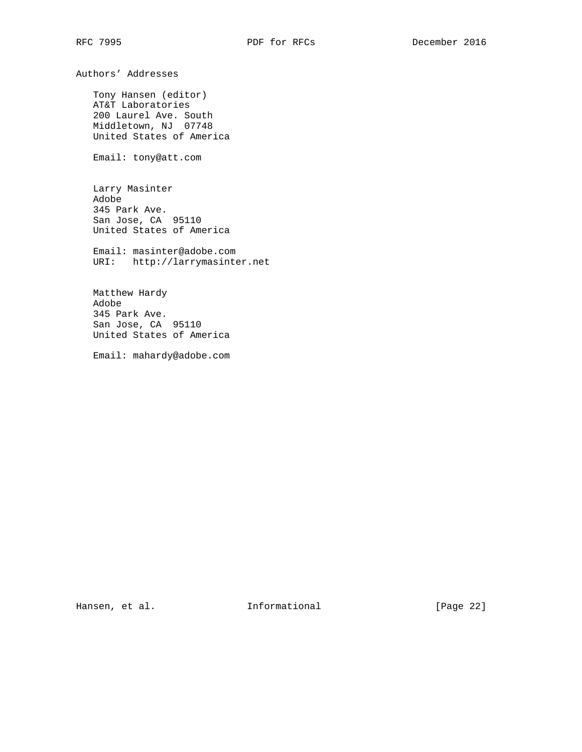## Authors' Addresses

Tony Hansen (editor)
AT&T Laboratories
200 Laurel Ave. South
Middletown, NJ  07748
United States of America

Email: tony@att.com

Larry Masinter
Adobe
345 Park Ave.
San Jose, CA  95110
United States of America

Email: masinter@adobe.com
URI:   http://larrymasinter.net

Matthew Hardy
Adobe
345 Park Ave.
San Jose, CA  95110
United States of America

Email: mahardy@adobe.com